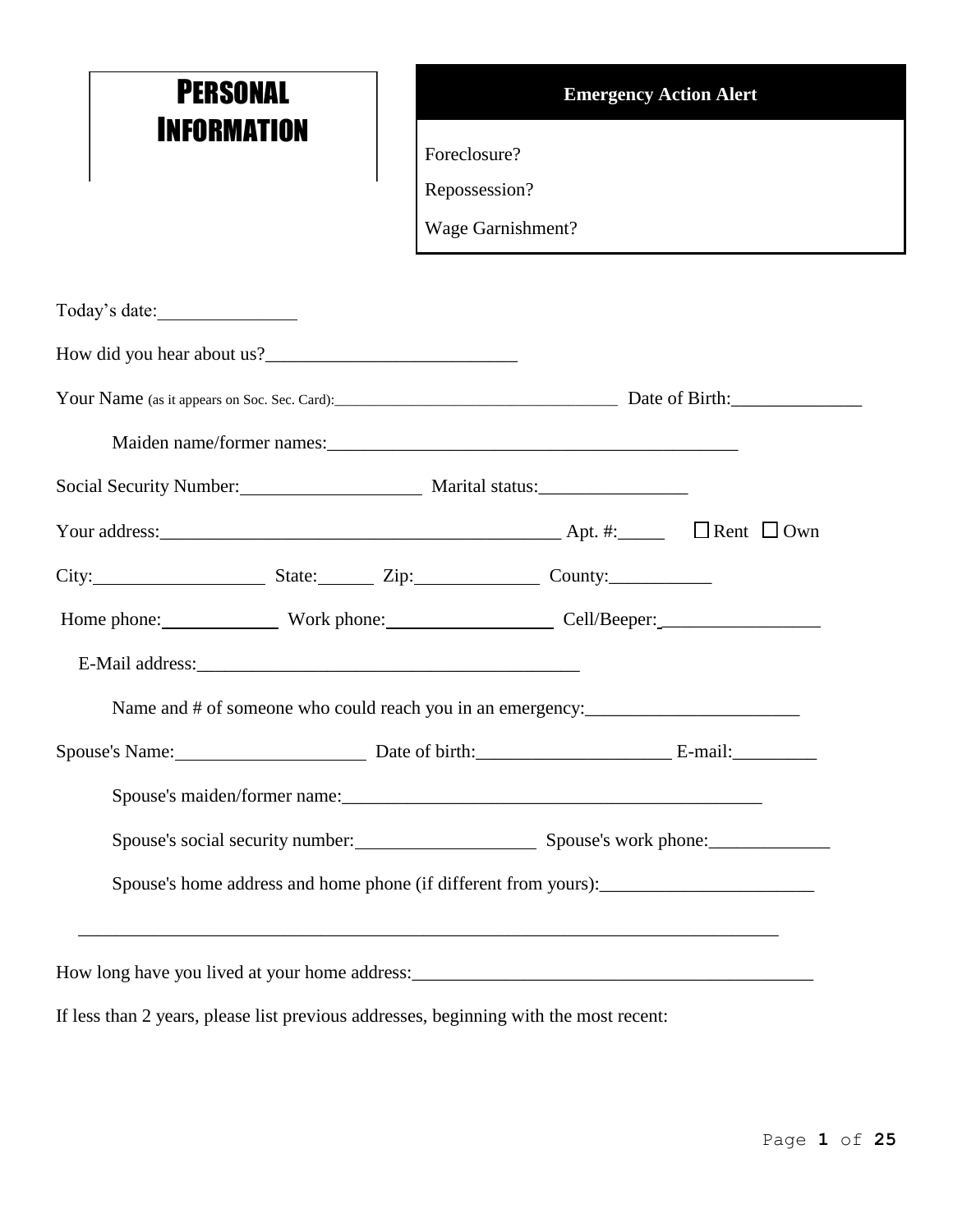# Personal Information

**Emergency Action Alert**

Foreclosure?

Repossession?

Wage Garnishment?

Today's date:_______________

How did you hear about us?___________________________

Your Name (as it appears on Soc. Sec. Card):____________________________________ Date of Birth:______________

Maiden name/former names:_____________________________________________

Social Security Number:___________________ Marital status:________________

Your address:___________________________________________ Apt. #:_____ ☐ Rent ☐ Own

City:__________________ State:______ Zip:_____________ County:___________

Home phone:____________ Work phone:__________________ Cell/Beeper:_________________

E-Mail address:__________________________________________

Name and # of someone who could reach you in an emergency:_______________________

Spouse's Name:_____________________ Date of birth:_____________________ E-mail:_________

Spouse's maiden/former name:______________________________________________

Spouse's social security number:___________________ Spouse's work phone:_____________

Spouse's home address and home phone (if different from yours):_______________________

_______________________________________________________________________________

How long have you lived at your home address:_____________________________________________

If less than 2 years, please list previous addresses, beginning with the most recent: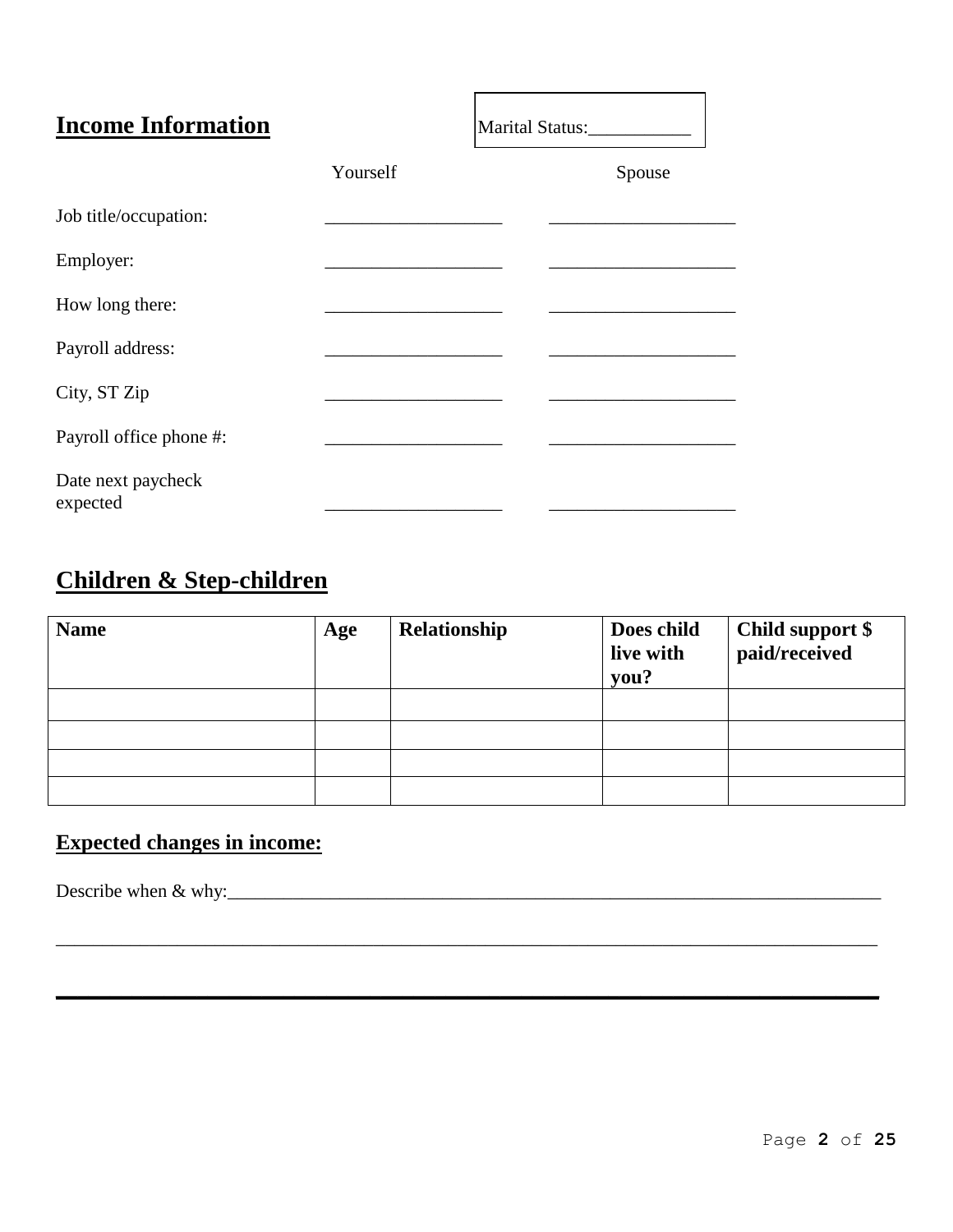## Income Information

Marital Status:___________

| | Yourself | Spouse |
|---|---|---|
| Job title/occupation: | ___________________ | ____________________ |
| Employer: | ___________________ | ____________________ |
| How long there: | ___________________ | ____________________ |
| Payroll address: | ___________________ | ____________________ |
| City, ST Zip | ___________________ | ____________________ |
| Payroll office phone #: | ___________________ | ____________________ |
| Date next paycheck expected | ___________________ | ____________________ |

## Children & Step-children

| Name | Age | Relationship | Does child live with you? | Child support $ paid/received |
|---|---|---|---|---|
| | | | | |
| | | | | |
| | | | | |
| | | | | |

## Expected changes in income:

Describe when & why:___________________________________________________________________________

_____________________________________________________________________________________________

_____________________________________________________________________________________________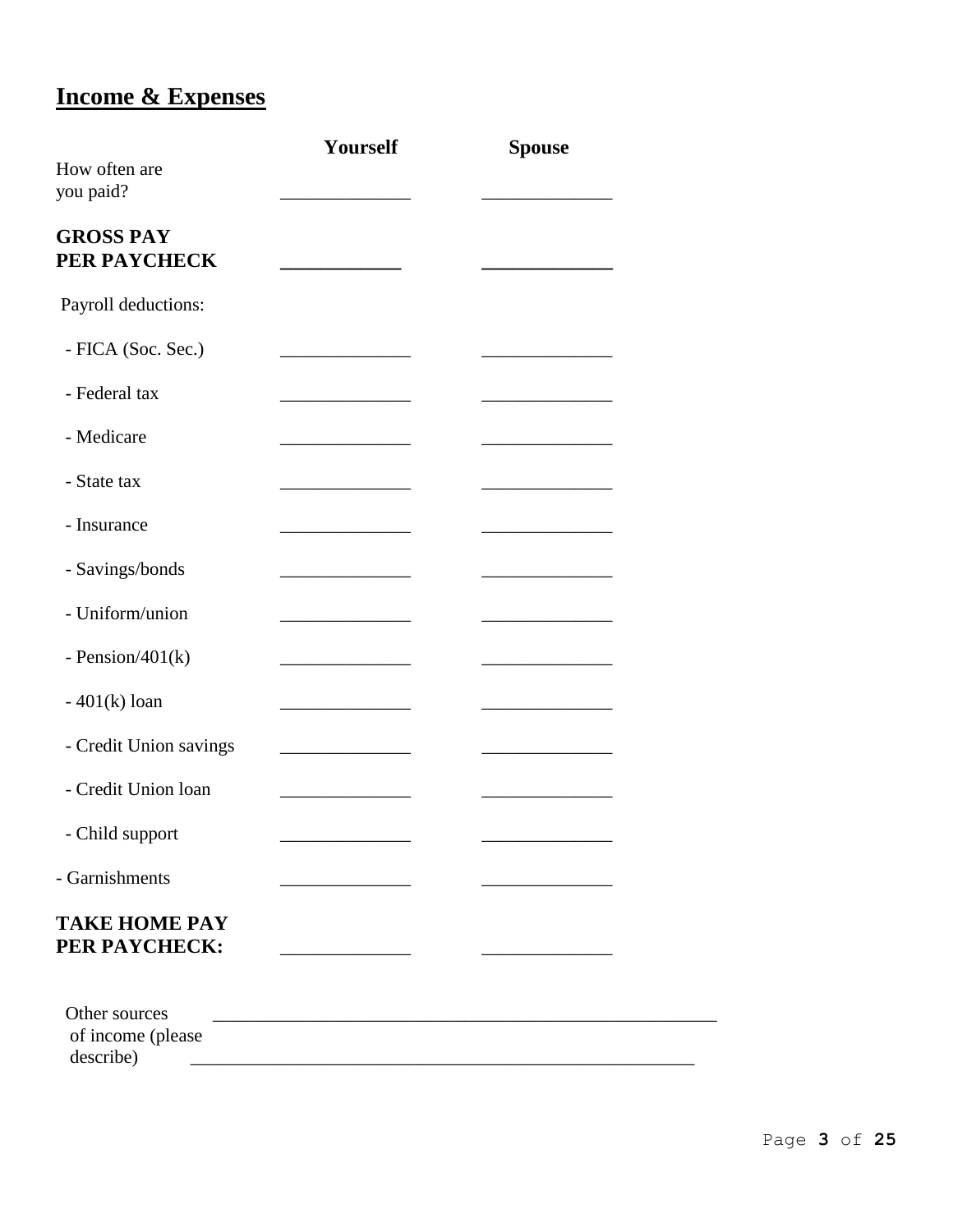# Income & Expenses

| | Yourself | Spouse |
|---|---|---|
| How often are you paid? | ______________ | ______________ |
| **GROSS PAY PER PAYCHECK** | ____________ | _____________ |
| Payroll deductions: | | |
| - FICA (Soc. Sec.) | ______________ | ______________ |
| - Federal tax | ______________ | ______________ |
| - Medicare | ______________ | ______________ |
| - State tax | ______________ | ______________ |
| - Insurance | ______________ | ______________ |
| - Savings/bonds | ______________ | ______________ |
| - Uniform/union | ______________ | ______________ |
| - Pension/401(k) | ______________ | ______________ |
| - 401(k) loan | ______________ | ______________ |
| - Credit Union savings | ______________ | ______________ |
| - Credit Union loan | ______________ | ______________ |
| - Child support | ______________ | ______________ |
| - Garnishments | ______________ | ______________ |
| **TAKE HOME PAY PER PAYCHECK:** | ______________ | ______________ |

Other sources of income (please describe) _______________________________________________________

_______________________________________________________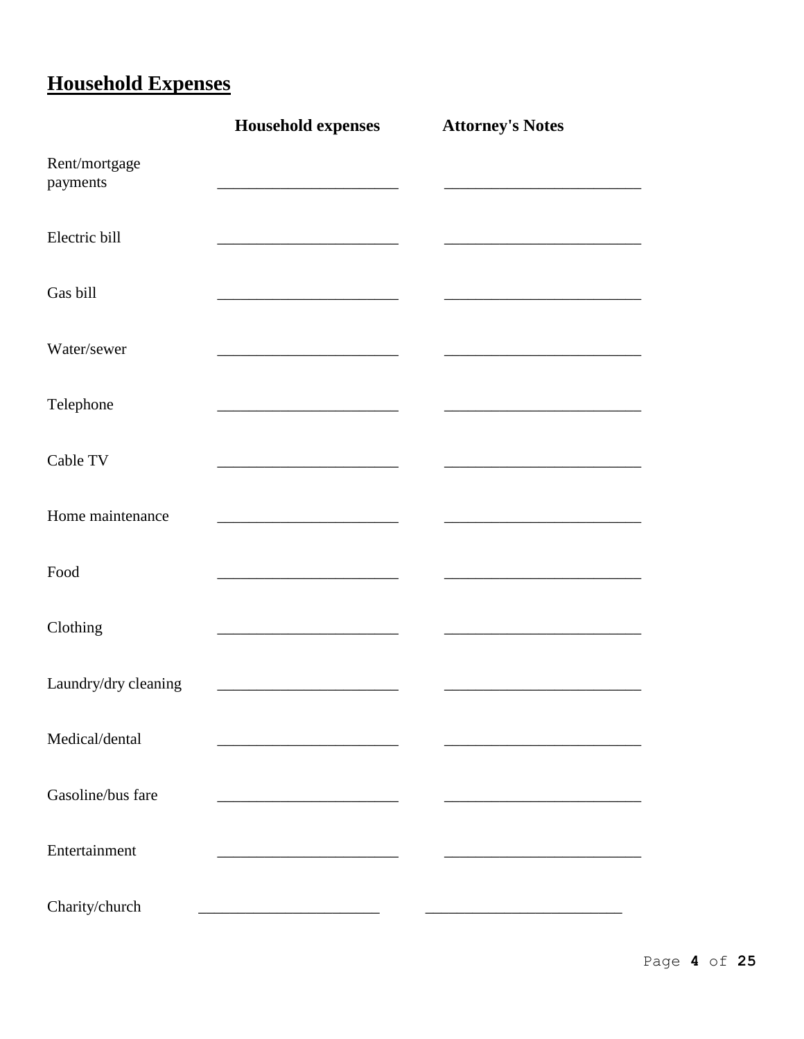## Household Expenses

| | Household expenses | Attorney's Notes |
|---|---|---|
| Rent/mortgage payments | ______________________ | ______________________ |
| Electric bill | ______________________ | ______________________ |
| Gas bill | ______________________ | ______________________ |
| Water/sewer | ______________________ | ______________________ |
| Telephone | ______________________ | ______________________ |
| Cable TV | ______________________ | ______________________ |
| Home maintenance | ______________________ | ______________________ |
| Food | ______________________ | ______________________ |
| Clothing | ______________________ | ______________________ |
| Laundry/dry cleaning | ______________________ | ______________________ |
| Medical/dental | ______________________ | ______________________ |
| Gasoline/bus fare | ______________________ | ______________________ |
| Entertainment | ______________________ | ______________________ |
| Charity/church | ______________________ | ______________________ |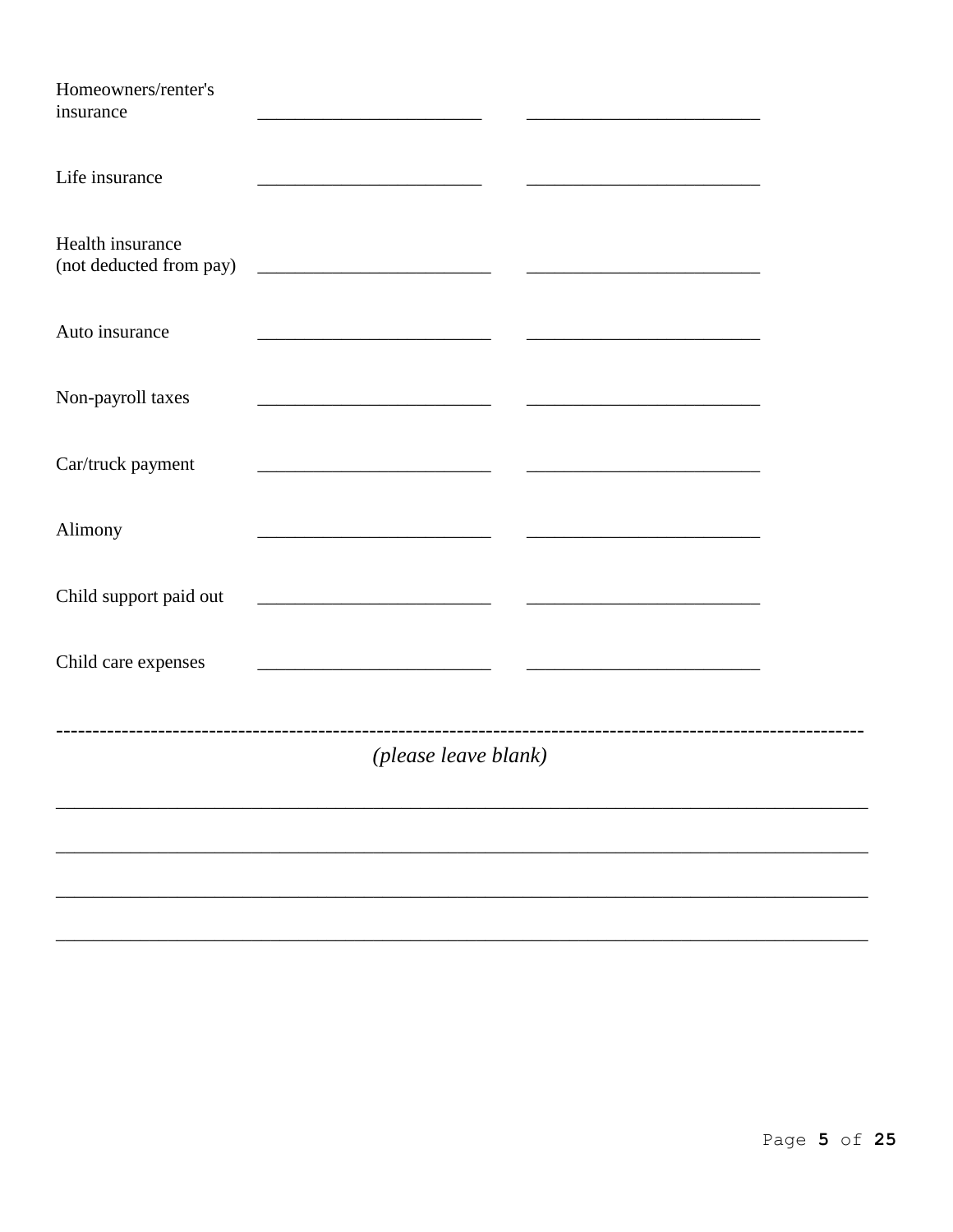| | | |
|---|---|---|
| Homeowners/renter's insurance | ________________________ | _________________________ |
| Life insurance | ________________________ | _________________________ |
| Health insurance (not deducted from pay) | _________________________ | _________________________ |
| Auto insurance | _________________________ | _________________________ |
| Non-payroll taxes | _________________________ | _________________________ |
| Car/truck payment | _________________________ | _________________________ |
| Alimony | _________________________ | _________________________ |
| Child support paid out | _________________________ | _________________________ |
| Child care expenses | _________________________ | _________________________ |

---

*(please leave blank)*

_____________________________________________________________________________

_____________________________________________________________________________

_____________________________________________________________________________

_____________________________________________________________________________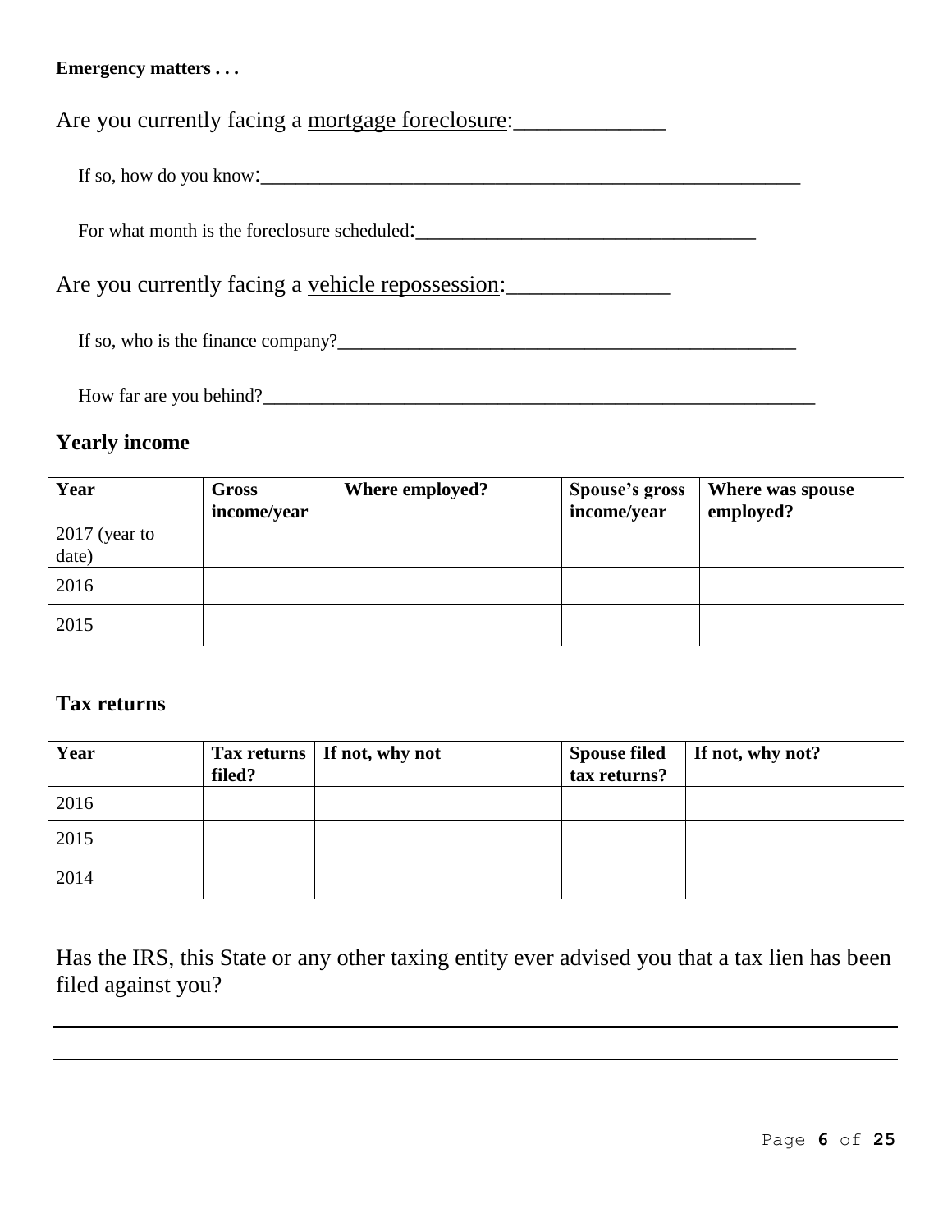**Emergency matters . . .**

Are you currently facing a <u>mortgage foreclosure</u>:______________

If so, how do you know:__________________________________________________________

For what month is the foreclosure scheduled:____________________________________

Are you currently facing a <u>vehicle repossession</u>:_______________

If so, who is the finance company?_________________________________________________

How far are you behind?____________________________________________________________

## Yearly income

| Year | Gross income/year | Where employed? | Spouse's gross income/year | Where was spouse employed? |
|---|---|---|---|---|
| 2017 (year to date) | | | | |
| 2016 | | | | |
| 2015 | | | | |

## Tax returns

| Year | Tax returns filed? | If not, why not | Spouse filed tax returns? | If not, why not? |
|---|---|---|---|---|
| 2016 | | | | |
| 2015 | | | | |
| 2014 | | | | |

Has the IRS, this State or any other taxing entity ever advised you that a tax lien has been filed against you?

_________________________________________________________________________________

_________________________________________________________________________________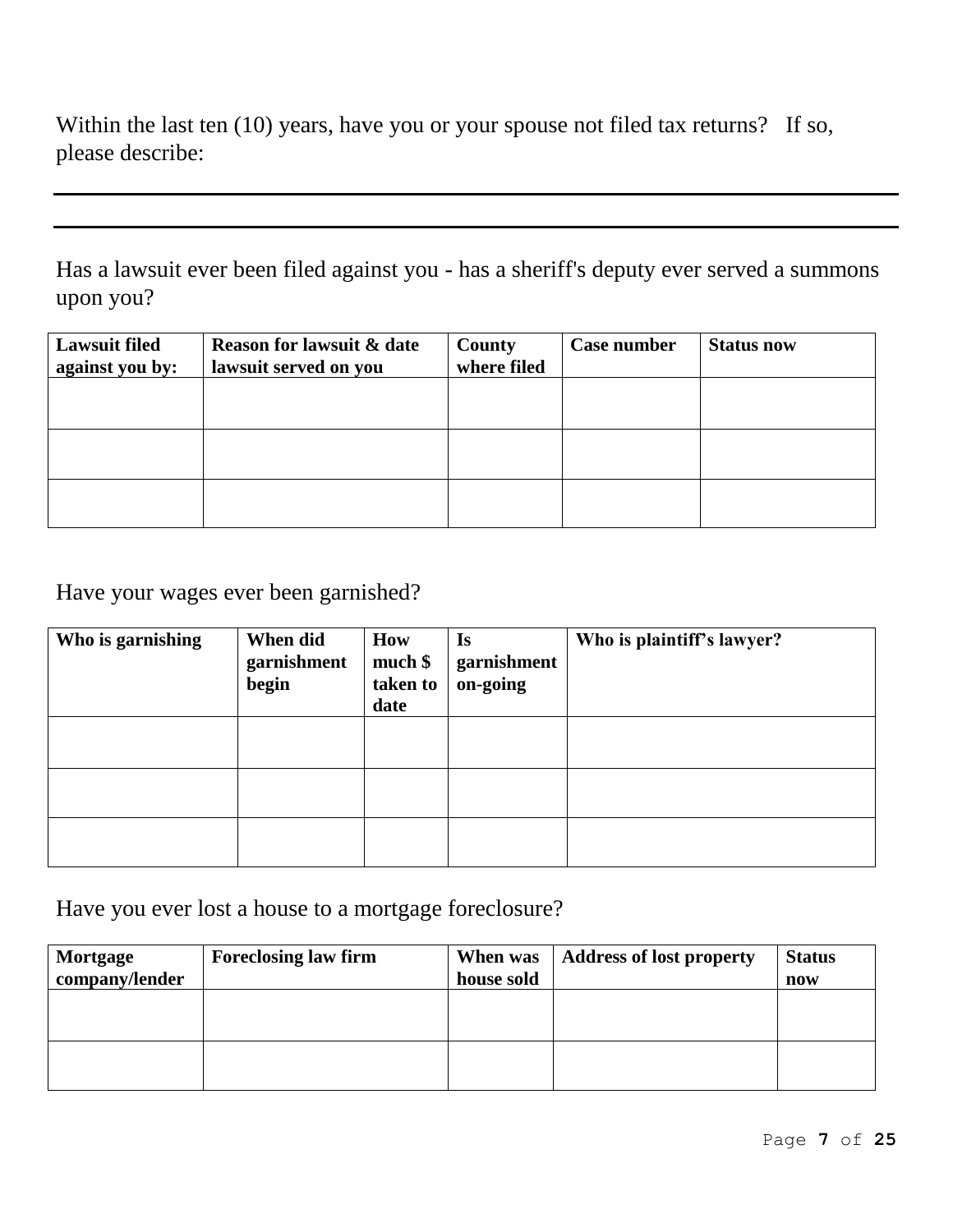Within the last ten (10) years, have you or your spouse not filed tax returns?   If so, please describe:

\_\_\_\_\_\_\_\_\_\_\_\_\_\_\_\_\_\_\_\_\_\_\_\_\_\_\_\_\_\_\_\_\_\_\_\_\_\_\_\_\_\_\_\_\_\_\_\_\_\_\_\_\_\_\_\_\_\_\_\_\_\_\_\_\_\_\_\_\_\_\_\_

\_\_\_\_\_\_\_\_\_\_\_\_\_\_\_\_\_\_\_\_\_\_\_\_\_\_\_\_\_\_\_\_\_\_\_\_\_\_\_\_\_\_\_\_\_\_\_\_\_\_\_\_\_\_\_\_\_\_\_\_\_\_\_\_\_\_\_\_\_\_\_\_

Has a lawsuit ever been filed against you - has a sheriff's deputy ever served a summons upon you?

| Lawsuit filed against you by: | Reason for lawsuit & date lawsuit served on you | County where filed | Case number | Status now |
|---|---|---|---|---|
| | | | | |
| | | | | |
| | | | | |

Have your wages ever been garnished?

| Who is garnishing | When did garnishment begin | How much $ taken to date | Is garnishment on-going | Who is plaintiff's lawyer? |
|---|---|---|---|---|
| | | | | |
| | | | | |
| | | | | |

Have you ever lost a house to a mortgage foreclosure?

| Mortgage company/lender | Foreclosing law firm | When was house sold | Address of lost property | Status now |
|---|---|---|---|---|
| | | | | |
| | | | | |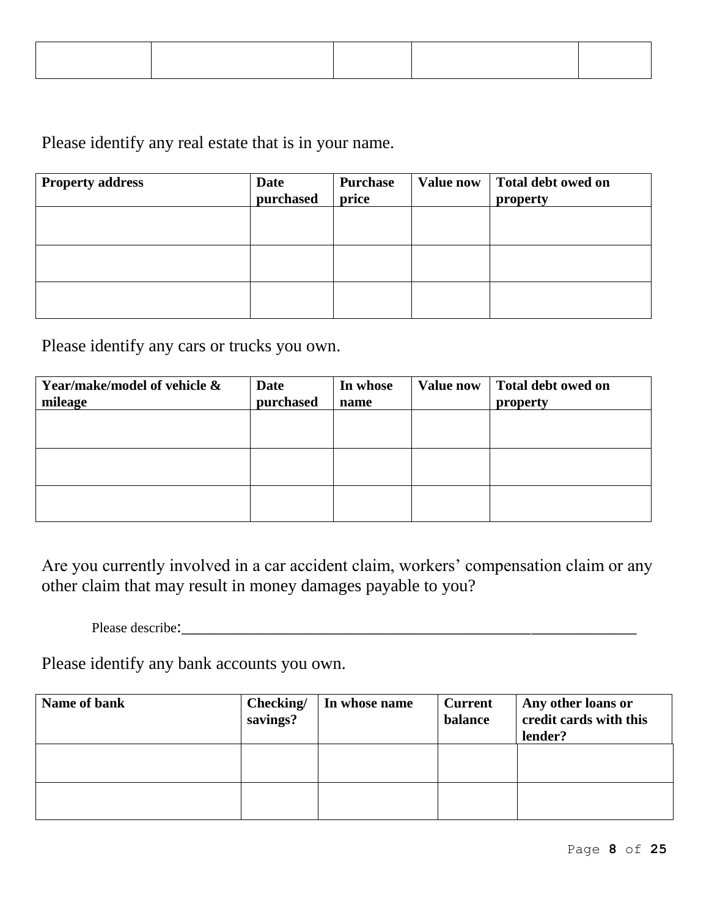| | | | | |
|---|---|---|---|---|
| | | | | |

Please identify any real estate that is in your name.

| Property address | Date purchased | Purchase price | Value now | Total debt owed on property |
|---|---|---|---|---|
| | | | | |
| | | | | |
| | | | | |

Please identify any cars or trucks you own.

| Year/make/model of vehicle & mileage | Date purchased | In whose name | Value now | Total debt owed on property |
|---|---|---|---|---|
| | | | | |
| | | | | |
| | | | | |

Are you currently involved in a car accident claim, workers' compensation claim or any other claim that may result in money damages payable to you?

Please describe:_______________________________________________________________

Please identify any bank accounts you own.

| Name of bank | Checking/ savings? | In whose name | Current balance | Any other loans or credit cards with this lender? |
|---|---|---|---|---|
| | | | | |
| | | | | |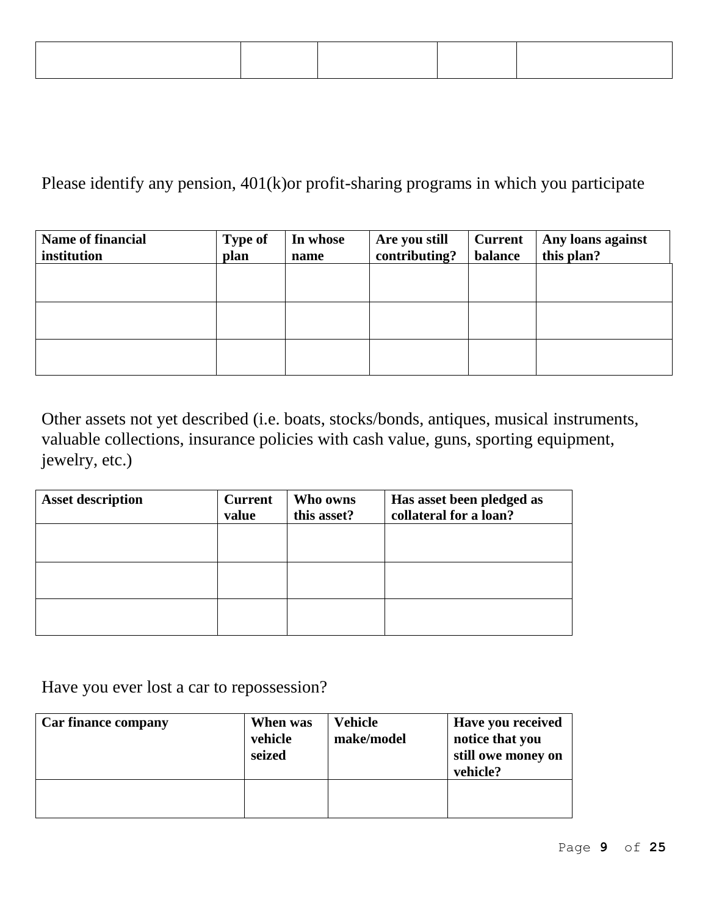| | | | | |
|---|---|---|---|---|
| | | | | |

Please identify any pension, 401(k)or profit-sharing programs in which you participate

| Name of financial institution | Type of plan | In whose name | Are you still contributing? | Current balance | Any loans against this plan? |
|---|---|---|---|---|---|
| | | | | | |
| | | | | | |
| | | | | | |

Other assets not yet described (i.e. boats, stocks/bonds, antiques, musical instruments, valuable collections, insurance policies with cash value, guns, sporting equipment, jewelry, etc.)

| Asset description | Current value | Who owns this asset? | Has asset been pledged as collateral for a loan? |
|---|---|---|---|
| | | | |
| | | | |
| | | | |

Have you ever lost a car to repossession?

| Car finance company | When was vehicle seized | Vehicle make/model | Have you received notice that you still owe money on vehicle? |
|---|---|---|---|
| | | | |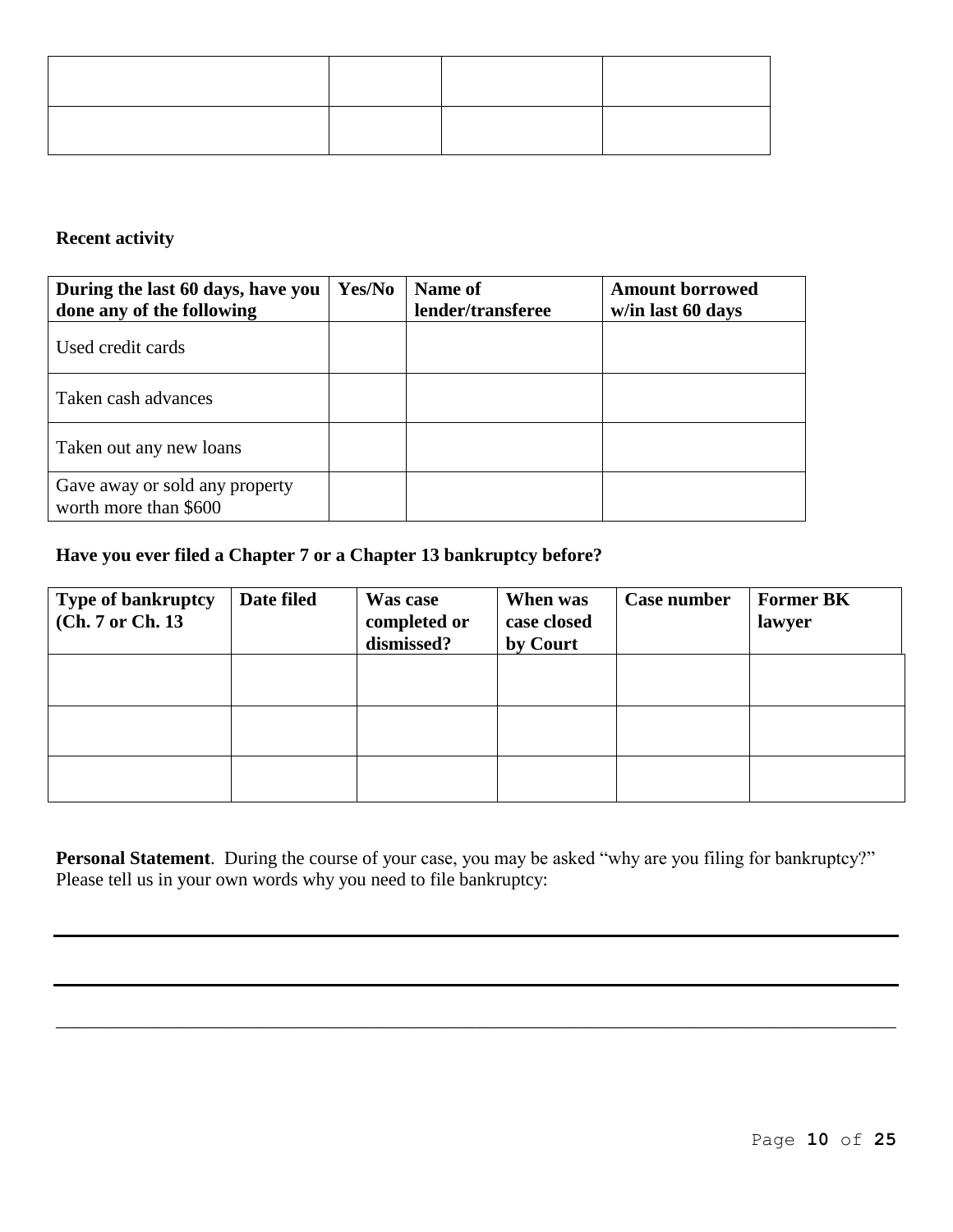| | | | |
|---|---|---|---|
| | | | |
| | | | |

**Recent activity**

| During the last 60 days, have you done any of the following | Yes/No | Name of lender/transferee | Amount borrowed w/in last 60 days |
|---|---|---|---|
| Used credit cards | | | |
| Taken cash advances | | | |
| Taken out any new loans | | | |
| Gave away or sold any property worth more than $600 | | | |

**Have you ever filed a Chapter 7 or a Chapter 13 bankruptcy before?**

| Type of bankruptcy (Ch. 7 or Ch. 13 | Date filed | Was case completed or dismissed? | When was case closed by Court | Case number | Former BK lawyer |
|---|---|---|---|---|---|
| | | | | | |
| | | | | | |
| | | | | | |

**Personal Statement**. During the course of your case, you may be asked "why are you filing for bankruptcy?" Please tell us in your own words why you need to file bankruptcy:

___

___

___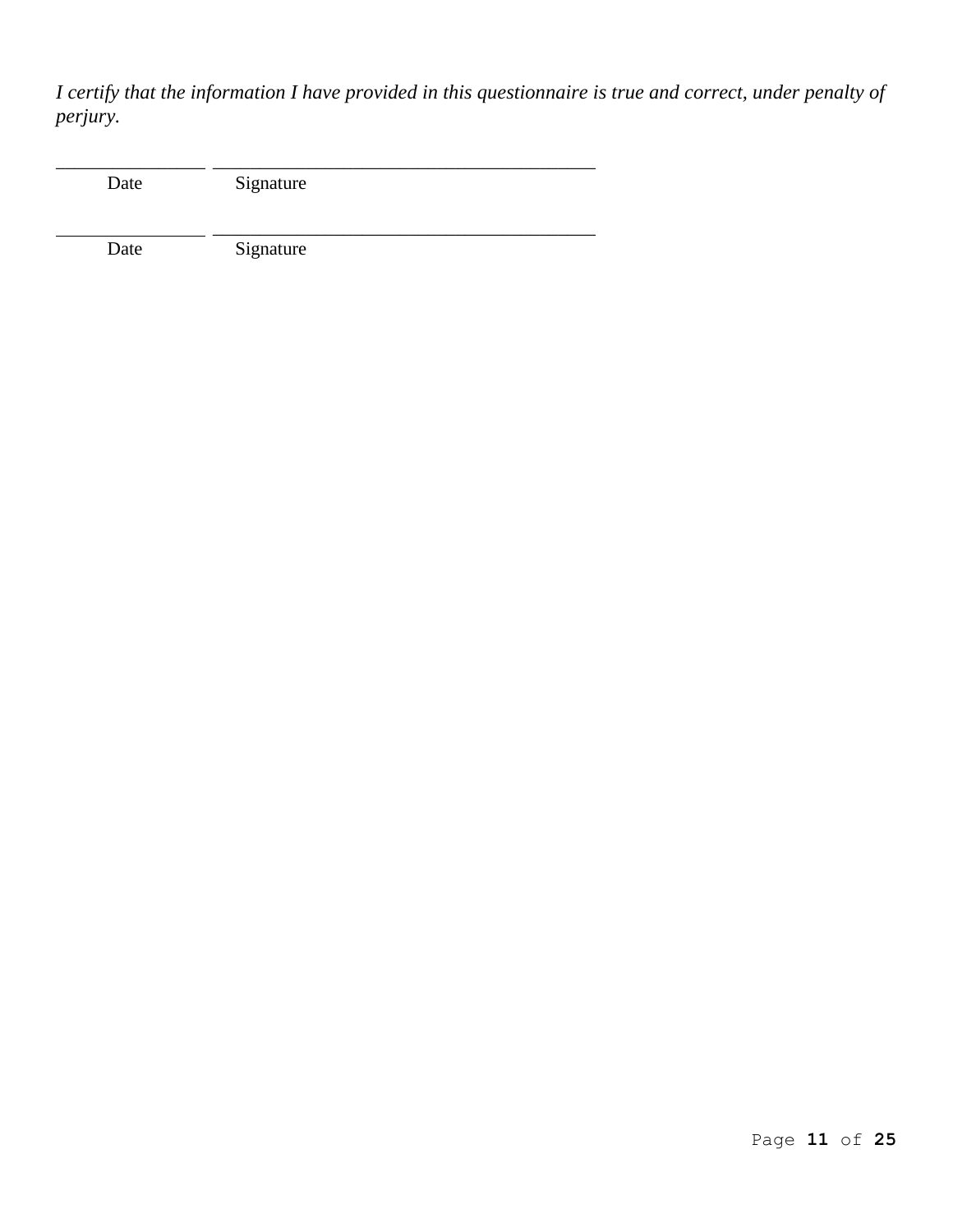*I certify that the information I have provided in this questionnaire is true and correct, under penalty of perjury.*

\_\_\_\_\_\_\_\_\_\_\_\_\_\_\_\_ \_\_\_\_\_\_\_\_\_\_\_\_\_\_\_\_\_\_\_\_\_\_\_\_\_\_\_\_\_\_\_\_\_\_\_\_\_\_\_\_\_

Date Signature

\_\_\_\_\_\_\_\_\_\_\_\_\_\_\_\_ \_\_\_\_\_\_\_\_\_\_\_\_\_\_\_\_\_\_\_\_\_\_\_\_\_\_\_\_\_\_\_\_\_\_\_\_\_\_\_\_\_

Date Signature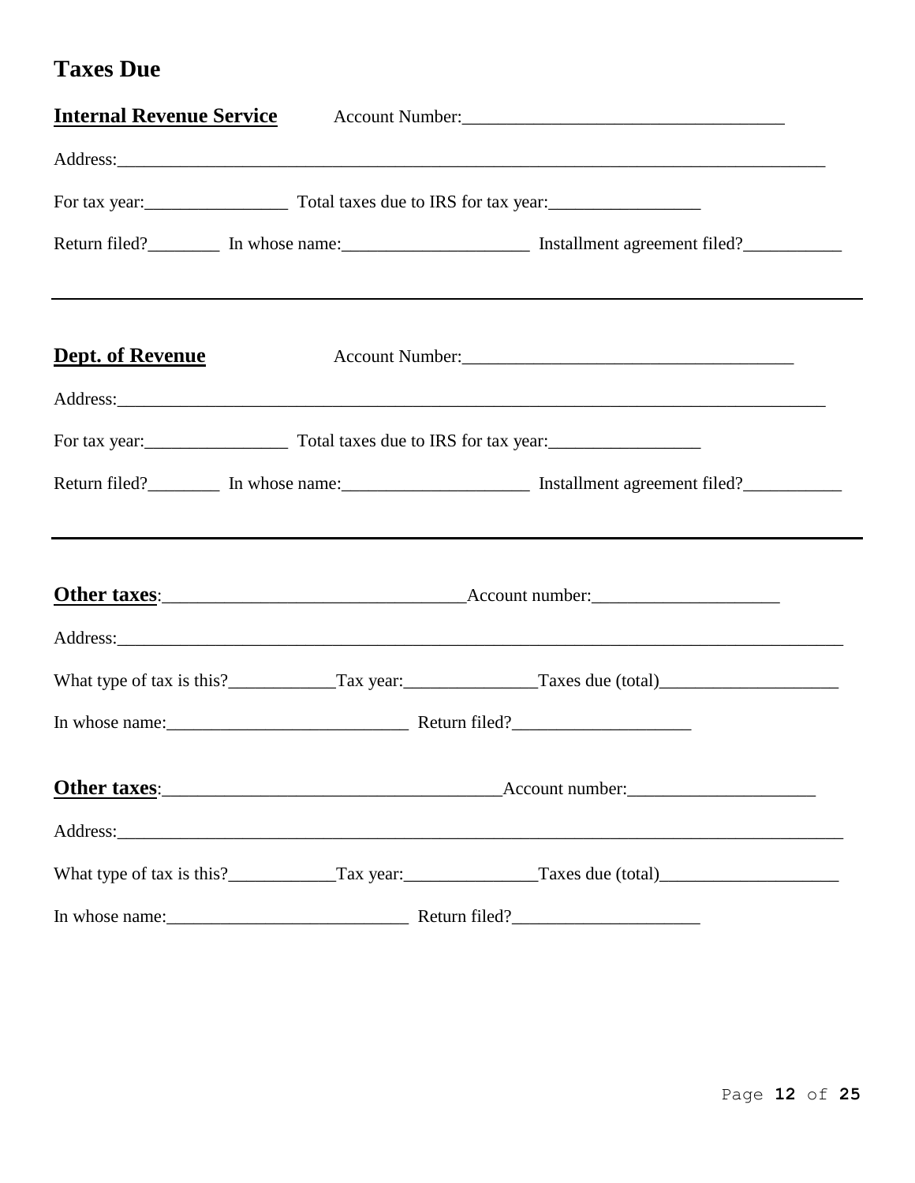# Taxes Due

**Internal Revenue Service** Account Number:____________________________________

Address:_______________________________________________________________________________

For tax year:________________ Total taxes due to IRS for tax year:_________________

Return filed?________ In whose name:_____________________ Installment agreement filed?___________

---

**Dept. of Revenue** Account Number:_____________________________________

Address:_______________________________________________________________________________

For tax year:________________ Total taxes due to IRS for tax year:_________________

Return filed?________ In whose name:_____________________ Installment agreement filed?___________

---

**Other taxes**:_________________________________Account number:_____________________

Address:_________________________________________________________________________________

What type of tax is this?____________Tax year:_______________Taxes due (total)____________________

In whose name:___________________________ Return filed?____________________

**Other taxes**:_____________________________________Account number:_____________________

Address:_________________________________________________________________________________

What type of tax is this?____________Tax year:_______________Taxes due (total)____________________

In whose name:___________________________ Return filed?_____________________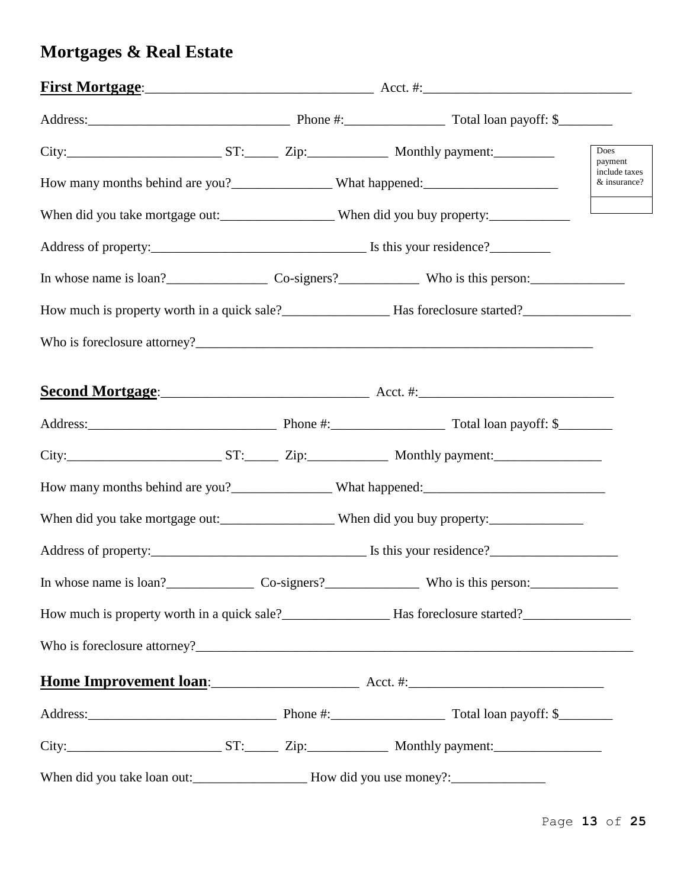# Mortgages & Real Estate

**First Mortgage**:________________________________ Acct. #:______________________________

Address:______________________________ Phone #:_______________ Total loan payoff: $________

City:______________________ ST:_____ Zip:____________ Monthly payment:_________

How many months behind are you?_______________ What happened:____________________

| Does payment include taxes & insurance? |
|---|
| |

When did you take mortgage out:_________________ When did you buy property:____________

Address of property:________________________________ Is this your residence?_________

In whose name is loan?_______________ Co-signers?____________ Who is this person:______________

How much is property worth in a quick sale?________________ Has foreclosure started?________________

Who is foreclosure attorney?______________________________________________________________

**Second Mortgage**:______________________________ Acct. #:_____________________________

Address:____________________________ Phone #:_________________ Total loan payoff: $________

City:______________________ ST:_____ Zip:____________ Monthly payment:________________

How many months behind are you?_______________ What happened:___________________________

When did you take mortgage out:_________________ When did you buy property:______________

Address of property:________________________________ Is this your residence?___________________

In whose name is loan?_____________ Co-signers?______________ Who is this person:_____________

How much is property worth in a quick sale?________________ Has foreclosure started?________________

Who is foreclosure attorney?____________________________________________________________________

**Home Improvement loan**:_____________________ Acct. #:____________________________

Address:____________________________ Phone #:_________________ Total loan payoff: $________

City:______________________ ST:_____ Zip:____________ Monthly payment:________________

When did you take loan out:_________________ How did you use money?:______________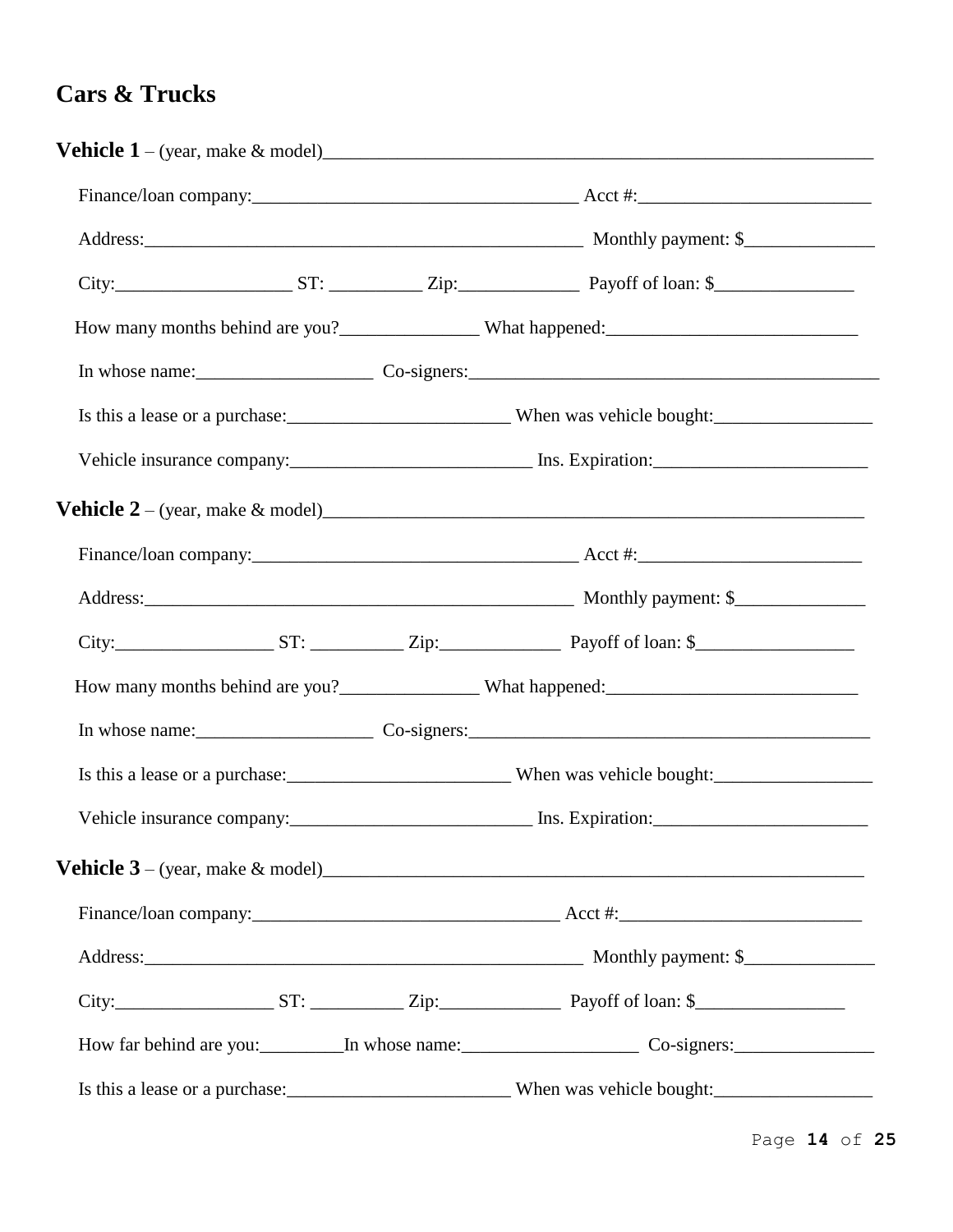## Cars & Trucks

**Vehicle 1** – (year, make & model)\_\_\_\_\_\_\_\_\_\_\_\_\_\_\_\_\_\_\_\_\_\_\_\_\_\_\_\_\_\_\_\_\_\_\_\_\_\_\_\_\_\_\_\_\_\_\_\_\_\_\_\_\_\_\_\_\_\_\_\_

Finance/loan company:\_\_\_\_\_\_\_\_\_\_\_\_\_\_\_\_\_\_\_\_\_\_\_\_\_\_\_\_\_\_\_\_\_\_\_\_ Acct #:\_\_\_\_\_\_\_\_\_\_\_\_\_\_\_\_\_\_\_\_\_\_\_\_\_

Address:\_\_\_\_\_\_\_\_\_\_\_\_\_\_\_\_\_\_\_\_\_\_\_\_\_\_\_\_\_\_\_\_\_\_\_\_\_\_\_\_\_\_\_\_\_\_\_\_ Monthly payment: $\_\_\_\_\_\_\_\_\_\_\_\_\_\_

City:\_\_\_\_\_\_\_\_\_\_\_\_\_\_\_\_\_\_\_ ST: \_\_\_\_\_\_\_\_\_\_ Zip:\_\_\_\_\_\_\_\_\_\_\_\_\_ Payoff of loan: $\_\_\_\_\_\_\_\_\_\_\_\_\_\_\_

How many months behind are you?\_\_\_\_\_\_\_\_\_\_\_\_\_\_\_ What happened:\_\_\_\_\_\_\_\_\_\_\_\_\_\_\_\_\_\_\_\_\_\_\_\_\_\_\_

In whose name:\_\_\_\_\_\_\_\_\_\_\_\_\_\_\_\_\_\_\_ Co-signers:\_\_\_\_\_\_\_\_\_\_\_\_\_\_\_\_\_\_\_\_\_\_\_\_\_\_\_\_\_\_\_\_\_\_\_\_\_\_\_\_\_\_\_\_\_

Is this a lease or a purchase:\_\_\_\_\_\_\_\_\_\_\_\_\_\_\_\_\_\_\_\_\_\_\_\_ When was vehicle bought:\_\_\_\_\_\_\_\_\_\_\_\_\_\_\_\_\_

Vehicle insurance company:\_\_\_\_\_\_\_\_\_\_\_\_\_\_\_\_\_\_\_\_\_\_\_\_\_\_ Ins. Expiration:\_\_\_\_\_\_\_\_\_\_\_\_\_\_\_\_\_\_\_\_\_\_\_

**Vehicle 2** – (year, make & model)\_\_\_\_\_\_\_\_\_\_\_\_\_\_\_\_\_\_\_\_\_\_\_\_\_\_\_\_\_\_\_\_\_\_\_\_\_\_\_\_\_\_\_\_\_\_\_\_\_\_\_\_\_\_\_\_\_\_\_

Finance/loan company:\_\_\_\_\_\_\_\_\_\_\_\_\_\_\_\_\_\_\_\_\_\_\_\_\_\_\_\_\_\_\_\_\_\_\_\_ Acct #:\_\_\_\_\_\_\_\_\_\_\_\_\_\_\_\_\_\_\_\_\_\_\_\_

Address:\_\_\_\_\_\_\_\_\_\_\_\_\_\_\_\_\_\_\_\_\_\_\_\_\_\_\_\_\_\_\_\_\_\_\_\_\_\_\_\_\_\_\_\_\_\_\_ Monthly payment: $\_\_\_\_\_\_\_\_\_\_\_\_\_\_

City:\_\_\_\_\_\_\_\_\_\_\_\_\_\_\_\_\_ ST: \_\_\_\_\_\_\_\_\_\_ Zip:\_\_\_\_\_\_\_\_\_\_\_\_\_ Payoff of loan: $\_\_\_\_\_\_\_\_\_\_\_\_\_\_\_\_\_

How many months behind are you?\_\_\_\_\_\_\_\_\_\_\_\_\_\_\_ What happened:\_\_\_\_\_\_\_\_\_\_\_\_\_\_\_\_\_\_\_\_\_\_\_\_\_\_\_

In whose name:\_\_\_\_\_\_\_\_\_\_\_\_\_\_\_\_\_\_\_ Co-signers:\_\_\_\_\_\_\_\_\_\_\_\_\_\_\_\_\_\_\_\_\_\_\_\_\_\_\_\_\_\_\_\_\_\_\_\_\_\_\_\_\_\_\_\_

Is this a lease or a purchase:\_\_\_\_\_\_\_\_\_\_\_\_\_\_\_\_\_\_\_\_\_\_\_\_ When was vehicle bought:\_\_\_\_\_\_\_\_\_\_\_\_\_\_\_\_\_

Vehicle insurance company:\_\_\_\_\_\_\_\_\_\_\_\_\_\_\_\_\_\_\_\_\_\_\_\_\_\_ Ins. Expiration:\_\_\_\_\_\_\_\_\_\_\_\_\_\_\_\_\_\_\_\_\_\_\_

**Vehicle 3** – (year, make & model)\_\_\_\_\_\_\_\_\_\_\_\_\_\_\_\_\_\_\_\_\_\_\_\_\_\_\_\_\_\_\_\_\_\_\_\_\_\_\_\_\_\_\_\_\_\_\_\_\_\_\_\_\_\_\_\_\_\_\_

Finance/loan company:\_\_\_\_\_\_\_\_\_\_\_\_\_\_\_\_\_\_\_\_\_\_\_\_\_\_\_\_\_\_\_\_\_ Acct #:\_\_\_\_\_\_\_\_\_\_\_\_\_\_\_\_\_\_\_\_\_\_\_\_\_\_

Address:\_\_\_\_\_\_\_\_\_\_\_\_\_\_\_\_\_\_\_\_\_\_\_\_\_\_\_\_\_\_\_\_\_\_\_\_\_\_\_\_\_\_\_\_\_\_\_\_ Monthly payment: $\_\_\_\_\_\_\_\_\_\_\_\_\_\_

City:\_\_\_\_\_\_\_\_\_\_\_\_\_\_\_\_\_ ST: \_\_\_\_\_\_\_\_\_\_ Zip:\_\_\_\_\_\_\_\_\_\_\_\_\_ Payoff of loan: $\_\_\_\_\_\_\_\_\_\_\_\_\_\_\_\_

How far behind are you:\_\_\_\_\_\_\_\_\_In whose name:\_\_\_\_\_\_\_\_\_\_\_\_\_\_\_\_\_\_\_ Co-signers:\_\_\_\_\_\_\_\_\_\_\_\_\_\_\_

Is this a lease or a purchase:\_\_\_\_\_\_\_\_\_\_\_\_\_\_\_\_\_\_\_\_\_\_\_\_ When was vehicle bought:\_\_\_\_\_\_\_\_\_\_\_\_\_\_\_\_\_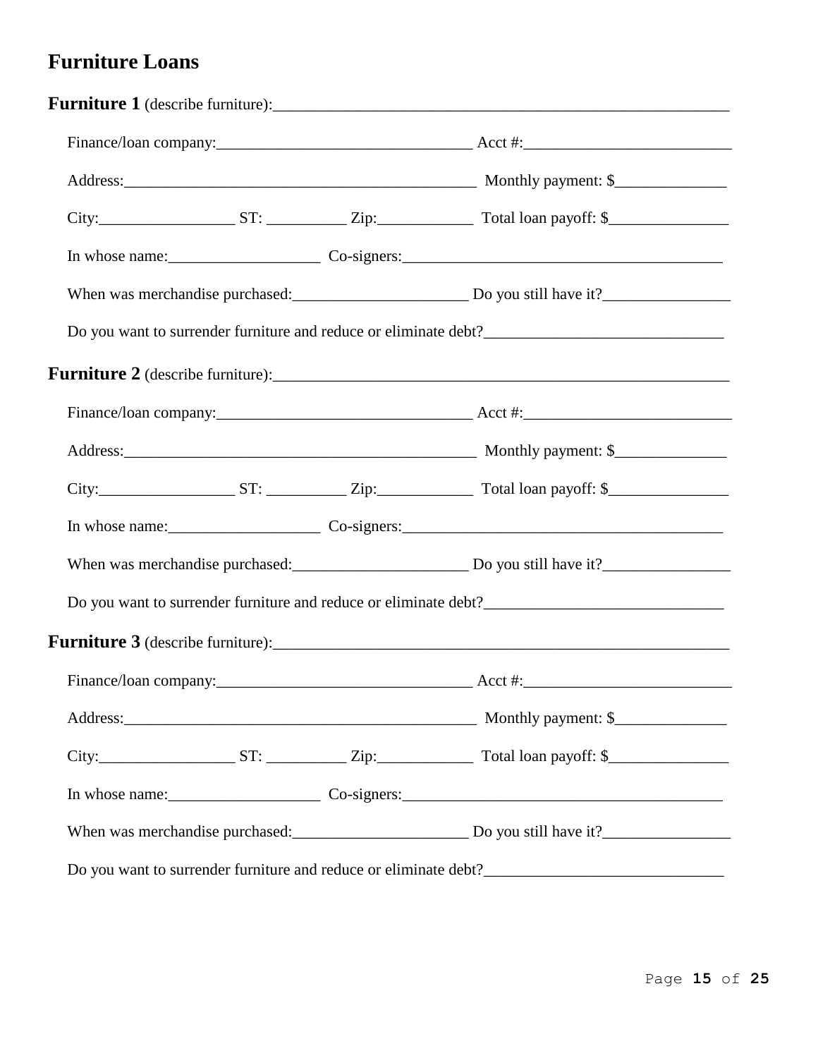## Furniture Loans

**Furniture 1** (describe furniture):___________________________________________________________

Finance/loan company:________________________________ Acct #:__________________________

Address:____________________________________________ Monthly payment: $______________

City:_________________ ST: __________ Zip:____________ Total loan payoff: $_______________

In whose name:___________________ Co-signers:________________________________________

When was merchandise purchased:______________________ Do you still have it?________________

Do you want to surrender furniture and reduce or eliminate debt?_____________________________

**Furniture 2** (describe furniture):___________________________________________________________

Finance/loan company:________________________________ Acct #:__________________________

Address:____________________________________________ Monthly payment: $______________

City:_________________ ST: __________ Zip:____________ Total loan payoff: $_______________

In whose name:___________________ Co-signers:________________________________________

When was merchandise purchased:______________________ Do you still have it?________________

Do you want to surrender furniture and reduce or eliminate debt?_____________________________

**Furniture 3** (describe furniture):___________________________________________________________

Finance/loan company:________________________________ Acct #:__________________________

Address:____________________________________________ Monthly payment: $______________

City:_________________ ST: __________ Zip:____________ Total loan payoff: $_______________

In whose name:___________________ Co-signers:________________________________________

When was merchandise purchased:______________________ Do you still have it?________________

Do you want to surrender furniture and reduce or eliminate debt?_____________________________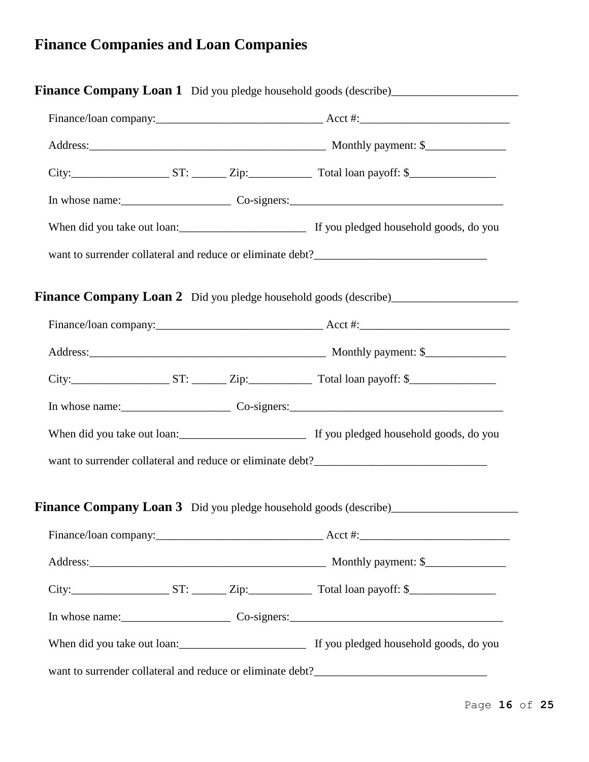# Finance Companies and Loan Companies

**Finance Company Loan 1** Did you pledge household goods (describe)______________________

Finance/loan company:______________________________ Acct #:___________________________

Address:__________________________________________ Monthly payment: $_______________

City:_________________ ST: ______ Zip:___________ Total loan payoff: $________________

In whose name:___________________ Co-signers:_____________________________________

When did you take out loan:______________________ If you pledged household goods, do you want to surrender collateral and reduce or eliminate debt?______________________________

**Finance Company Loan 2** Did you pledge household goods (describe)______________________

Finance/loan company:______________________________ Acct #:___________________________

Address:__________________________________________ Monthly payment: $_______________

City:_________________ ST: ______ Zip:___________ Total loan payoff: $________________

In whose name:___________________ Co-signers:_____________________________________

When did you take out loan:______________________ If you pledged household goods, do you want to surrender collateral and reduce or eliminate debt?______________________________

**Finance Company Loan 3** Did you pledge household goods (describe)______________________

Finance/loan company:______________________________ Acct #:___________________________

Address:__________________________________________ Monthly payment: $_______________

City:_________________ ST: ______ Zip:___________ Total loan payoff: $________________

In whose name:___________________ Co-signers:_____________________________________

When did you take out loan:______________________ If you pledged household goods, do you want to surrender collateral and reduce or eliminate debt?______________________________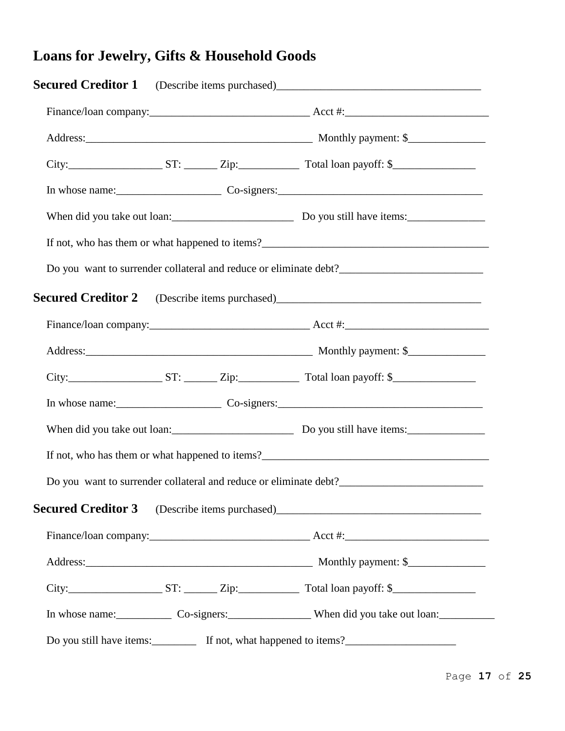## Loans for Jewelry, Gifts & Household Goods

**Secured Creditor 1** (Describe items purchased)____________________________________

Finance/loan company:____________________________ Acct #:_________________________

Address:________________________________________ Monthly payment: $_____________

City:_________________ ST: ______ Zip:___________ Total loan payoff: $_______________

In whose name:__________________ Co-signers:____________________________________

When did you take out loan:_____________________ Do you still have items:______________

If not, who has them or what happened to items?_________________________________________

Do you want to surrender collateral and reduce or eliminate debt?_________________________

**Secured Creditor 2** (Describe items purchased)____________________________________

Finance/loan company:____________________________ Acct #:_________________________

Address:________________________________________ Monthly payment: $_____________

City:_________________ ST: ______ Zip:___________ Total loan payoff: $_______________

In whose name:__________________ Co-signers:____________________________________

When did you take out loan:_____________________ Do you still have items:______________

If not, who has them or what happened to items?_________________________________________

Do you want to surrender collateral and reduce or eliminate debt?_________________________

**Secured Creditor 3** (Describe items purchased)____________________________________

Finance/loan company:____________________________ Acct #:_________________________

Address:________________________________________ Monthly payment: $_____________

City:_________________ ST: ______ Zip:___________ Total loan payoff: $_______________

In whose name:__________ Co-signers:_______________ When did you take out loan:__________

Do you still have items:________ If not, what happened to items?____________________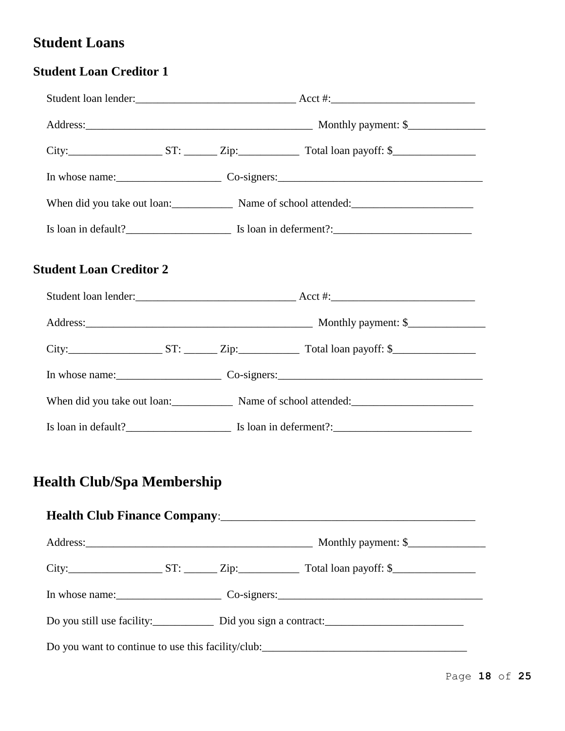# Student Loans

## Student Loan Creditor 1

Student loan lender:_____________________________ Acct #:__________________________

Address:__________________________________________ Monthly payment: $______________

City:_________________ ST: ______ Zip:___________ Total loan payoff: $_______________

In whose name:___________________ Co-signers:_____________________________________

When did you take out loan:___________ Name of school attended:______________________

Is loan in default?___________________ Is loan in deferment?:_________________________

## Student Loan Creditor 2

Student loan lender:_____________________________ Acct #:__________________________

Address:__________________________________________ Monthly payment: $______________

City:_________________ ST: ______ Zip:___________ Total loan payoff: $_______________

In whose name:___________________ Co-signers:_____________________________________

When did you take out loan:___________ Name of school attended:______________________

Is loan in default?___________________ Is loan in deferment?:_________________________

# Health Club/Spa Membership

**Health Club Finance Company**:___________________________________________

Address:__________________________________________ Monthly payment: $______________

City:_________________ ST: ______ Zip:___________ Total loan payoff: $_______________

In whose name:___________________ Co-signers:_____________________________________

Do you still use facility:___________ Did you sign a contract:_________________________

Do you want to continue to use this facility/club:_____________________________________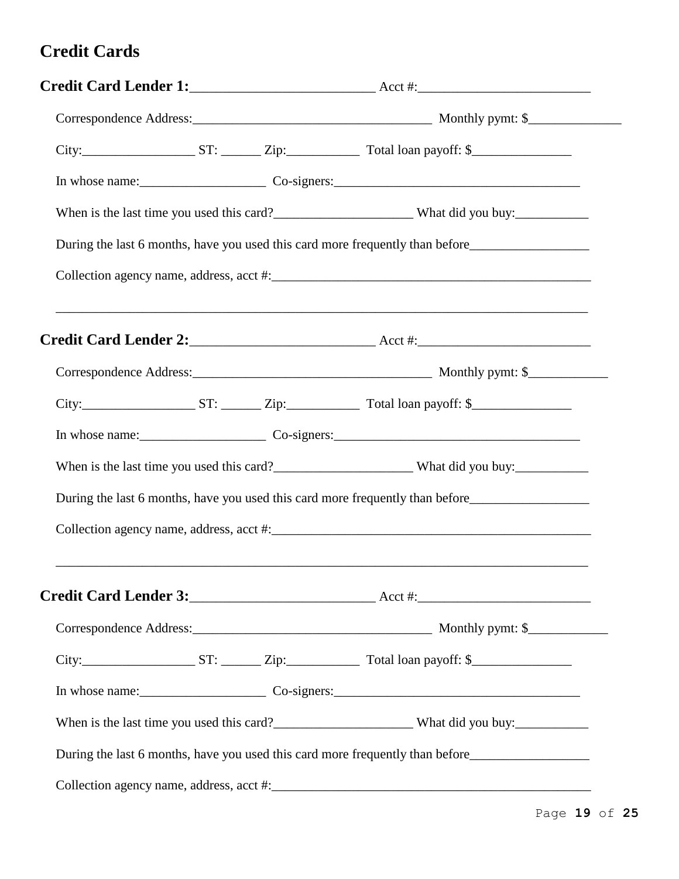## Credit Cards

**Credit Card Lender 1:**___________________________ Acct #:_________________________

Correspondence Address:___________________________________ Monthly pymt: $______________

City:_________________ ST: ______ Zip:___________ Total loan payoff: $_______________

In whose name:___________________ Co-signers:_____________________________________

When is the last time you used this card?_____________________ What did you buy:___________

During the last 6 months, have you used this card more frequently than before__________________

Collection agency name, address, acct #:_______________________________________________

_____________________________________________________________________________

**Credit Card Lender 2:**___________________________ Acct #:_________________________

Correspondence Address:___________________________________ Monthly pymt: $____________

City:_________________ ST: ______ Zip:___________ Total loan payoff: $_______________

In whose name:___________________ Co-signers:_____________________________________

When is the last time you used this card?_____________________ What did you buy:___________

During the last 6 months, have you used this card more frequently than before__________________

Collection agency name, address, acct #:_______________________________________________

_____________________________________________________________________________

**Credit Card Lender 3:**___________________________ Acct #:_________________________

Correspondence Address:___________________________________ Monthly pymt: $____________

City:_________________ ST: ______ Zip:___________ Total loan payoff: $_______________

In whose name:___________________ Co-signers:_____________________________________

When is the last time you used this card?_____________________ What did you buy:___________

During the last 6 months, have you used this card more frequently than before__________________

Collection agency name, address, acct #:_______________________________________________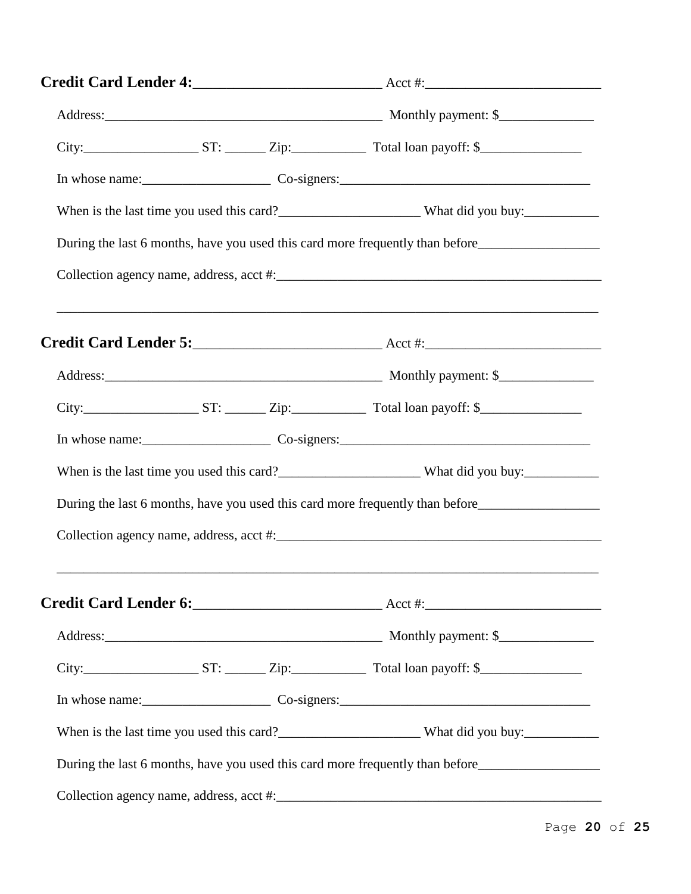**Credit Card Lender 4:**___________________________ Acct #:_________________________

Address:_________________________________________ Monthly payment: $______________

City:_________________ ST: ______ Zip:___________ Total loan payoff: $_______________

In whose name:___________________ Co-signers:_____________________________________

When is the last time you used this card?_____________________ What did you buy:___________

During the last 6 months, have you used this card more frequently than before__________________

Collection agency name, address, acct #:_________________________________________________

_________________________________________________________________________________

**Credit Card Lender 5:**___________________________ Acct #:_________________________

Address:_________________________________________ Monthly payment: $______________

City:_________________ ST: ______ Zip:___________ Total loan payoff: $_______________

In whose name:___________________ Co-signers:_____________________________________

When is the last time you used this card?_____________________ What did you buy:___________

During the last 6 months, have you used this card more frequently than before__________________

Collection agency name, address, acct #:_________________________________________________

_________________________________________________________________________________

**Credit Card Lender 6:**___________________________ Acct #:_________________________

Address:_________________________________________ Monthly payment: $______________

City:_________________ ST: ______ Zip:___________ Total loan payoff: $_______________

In whose name:___________________ Co-signers:_____________________________________

When is the last time you used this card?_____________________ What did you buy:___________

During the last 6 months, have you used this card more frequently than before__________________

Collection agency name, address, acct #:_________________________________________________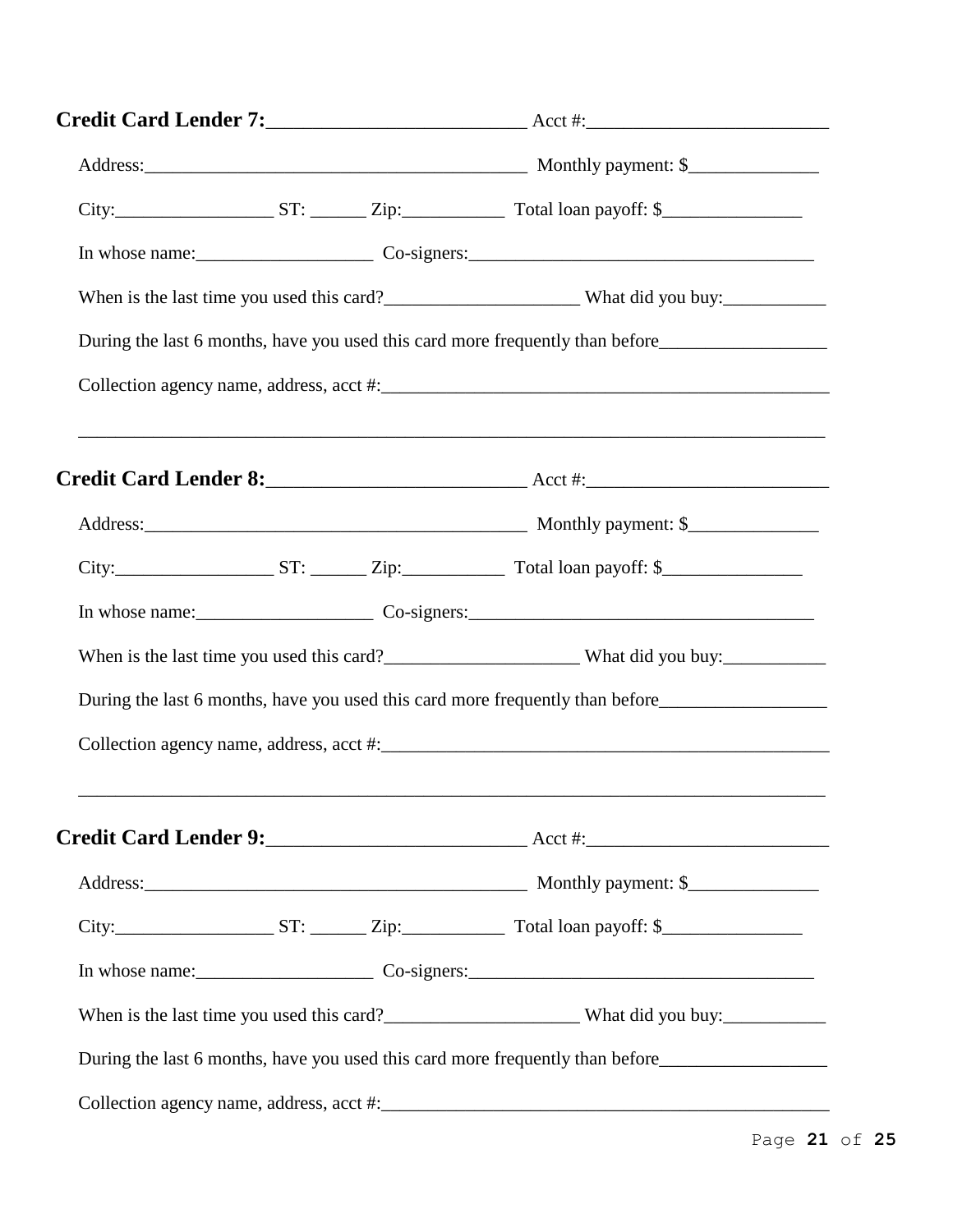**Credit Card Lender 7:**___________________________ Acct #:_________________________

Address:__________________________________________ Monthly payment: $______________

City:_________________ ST: ______ Zip:___________ Total loan payoff: $_______________

In whose name:___________________ Co-signers:____________________________________

When is the last time you used this card?_____________________ What did you buy:___________

During the last 6 months, have you used this card more frequently than before__________________

Collection agency name, address, acct #:_________________________________________________

_______________________________________________________________________________

**Credit Card Lender 8:**___________________________ Acct #:_________________________

Address:__________________________________________ Monthly payment: $______________

City:_________________ ST: ______ Zip:___________ Total loan payoff: $_______________

In whose name:___________________ Co-signers:____________________________________

When is the last time you used this card?_____________________ What did you buy:___________

During the last 6 months, have you used this card more frequently than before__________________

Collection agency name, address, acct #:_________________________________________________

_______________________________________________________________________________

**Credit Card Lender 9:**___________________________ Acct #:_________________________

Address:__________________________________________ Monthly payment: $______________

City:_________________ ST: ______ Zip:___________ Total loan payoff: $_______________

In whose name:___________________ Co-signers:____________________________________

When is the last time you used this card?_____________________ What did you buy:___________

During the last 6 months, have you used this card more frequently than before__________________

Collection agency name, address, acct #:_________________________________________________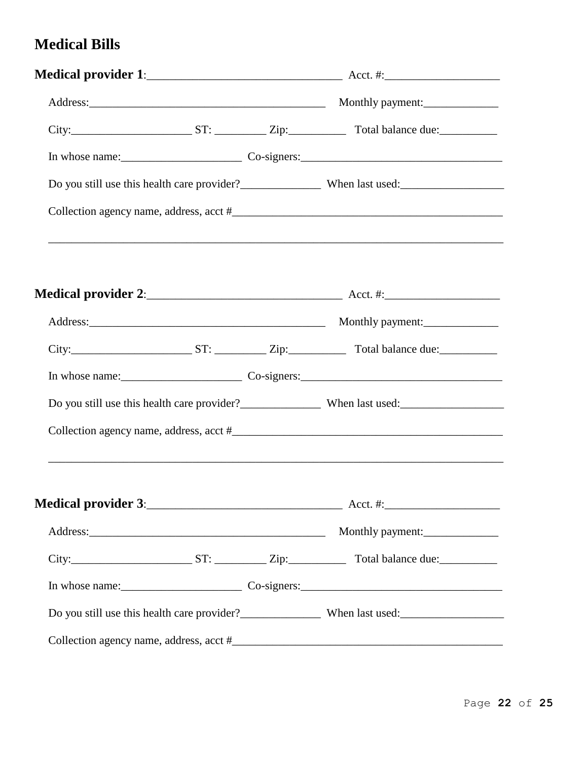## Medical Bills

**Medical provider 1**:________________________________ Acct. #:___________________

Address:________________________________________ Monthly payment:_____________

City:____________________ ST: _________ Zip:__________ Total balance due:__________

In whose name:____________________ Co-signers:__________________________________

Do you still use this health care provider?_____________ When last used:_________________

Collection agency name, address, acct #_____________________________________________

______________________________________________________________________________

**Medical provider 2**:________________________________ Acct. #:___________________

Address:________________________________________ Monthly payment:_____________

City:____________________ ST: _________ Zip:__________ Total balance due:__________

In whose name:____________________ Co-signers:__________________________________

Do you still use this health care provider?_____________ When last used:_________________

Collection agency name, address, acct #_____________________________________________

______________________________________________________________________________

**Medical provider 3**:________________________________ Acct. #:___________________

Address:________________________________________ Monthly payment:_____________

City:____________________ ST: _________ Zip:__________ Total balance due:__________

In whose name:____________________ Co-signers:__________________________________

Do you still use this health care provider?_____________ When last used:_________________

Collection agency name, address, acct #_____________________________________________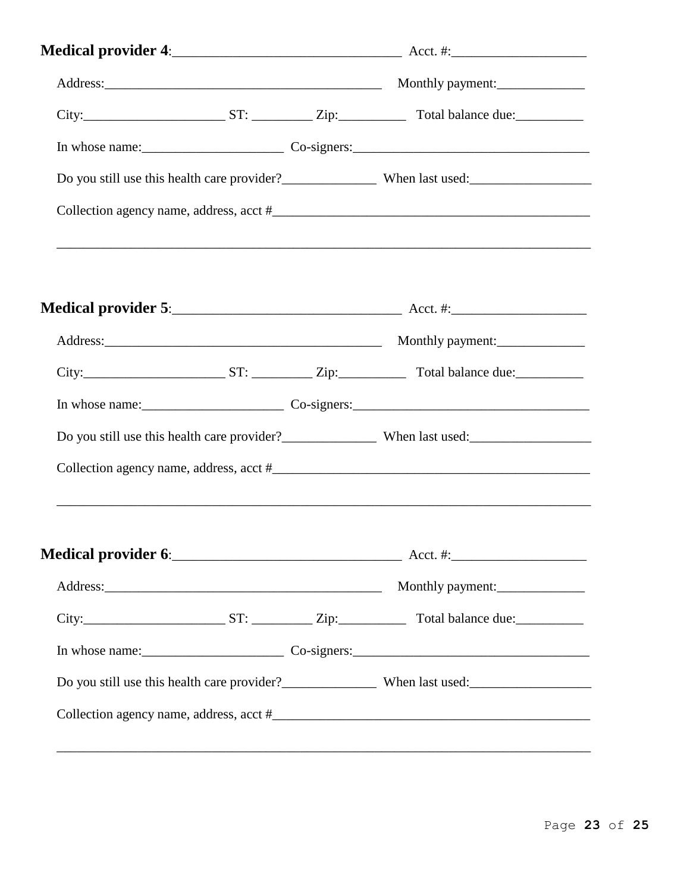**Medical provider 4**:_________________________________ Acct. #:____________________

Address:__________________________________________ Monthly payment:_____________

City:_____________________ ST: _________ Zip:__________ Total balance due:__________

In whose name:_____________________ Co-signers:___________________________________

Do you still use this health care provider?______________ When last used:__________________

Collection agency name, address, acct #_______________________________________________

________________________________________________________________________________

**Medical provider 5**:_________________________________ Acct. #:____________________

Address:__________________________________________ Monthly payment:_____________

City:_____________________ ST: _________ Zip:__________ Total balance due:__________

In whose name:_____________________ Co-signers:___________________________________

Do you still use this health care provider?______________ When last used:__________________

Collection agency name, address, acct #_______________________________________________

________________________________________________________________________________

**Medical provider 6**:_________________________________ Acct. #:____________________

Address:__________________________________________ Monthly payment:_____________

City:_____________________ ST: _________ Zip:__________ Total balance due:__________

In whose name:_____________________ Co-signers:___________________________________

Do you still use this health care provider?______________ When last used:__________________

Collection agency name, address, acct #_______________________________________________

________________________________________________________________________________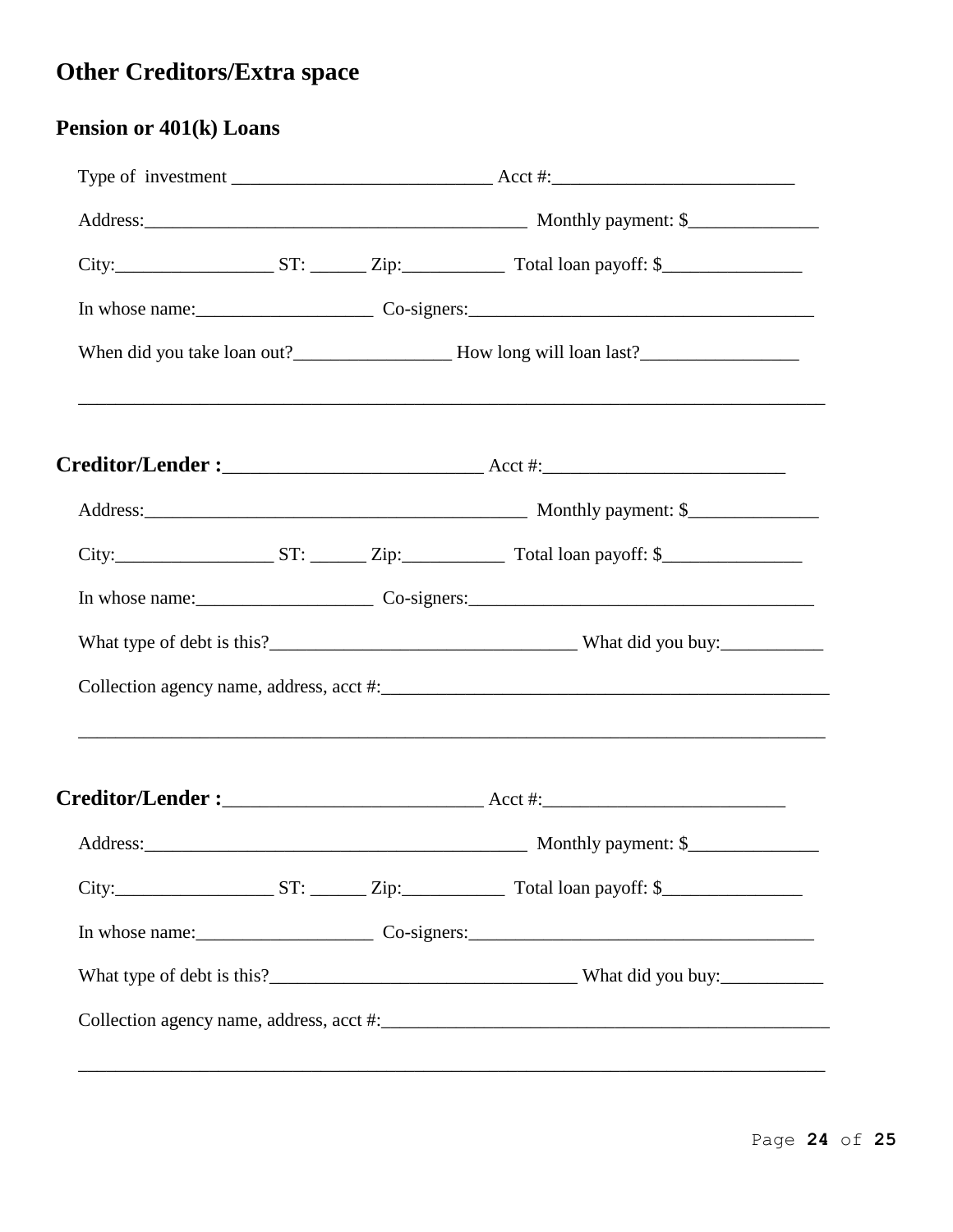# Other Creditors/Extra space

## Pension or 401(k) Loans

Type of investment ____________________________ Acct #:__________________________

Address:__________________________________________ Monthly payment: $______________

City:_________________ ST: ______ Zip:___________ Total loan payoff: $_______________

In whose name:___________________ Co-signers:_____________________________________

When did you take loan out?_________________ How long will loan last?_________________

___________________________________________________________________________________

**Creditor/Lender :**___________________________ Acct #:__________________________

Address:__________________________________________ Monthly payment: $______________

City:_________________ ST: ______ Zip:___________ Total loan payoff: $_______________

In whose name:___________________ Co-signers:_____________________________________

What type of debt is this?_________________________________ What did you buy:___________

Collection agency name, address, acct #:_________________________________________________

___________________________________________________________________________________

**Creditor/Lender :**___________________________ Acct #:__________________________

Address:__________________________________________ Monthly payment: $______________

City:_________________ ST: ______ Zip:___________ Total loan payoff: $_______________

In whose name:___________________ Co-signers:_____________________________________

What type of debt is this?_________________________________ What did you buy:___________

Collection agency name, address, acct #:_________________________________________________

___________________________________________________________________________________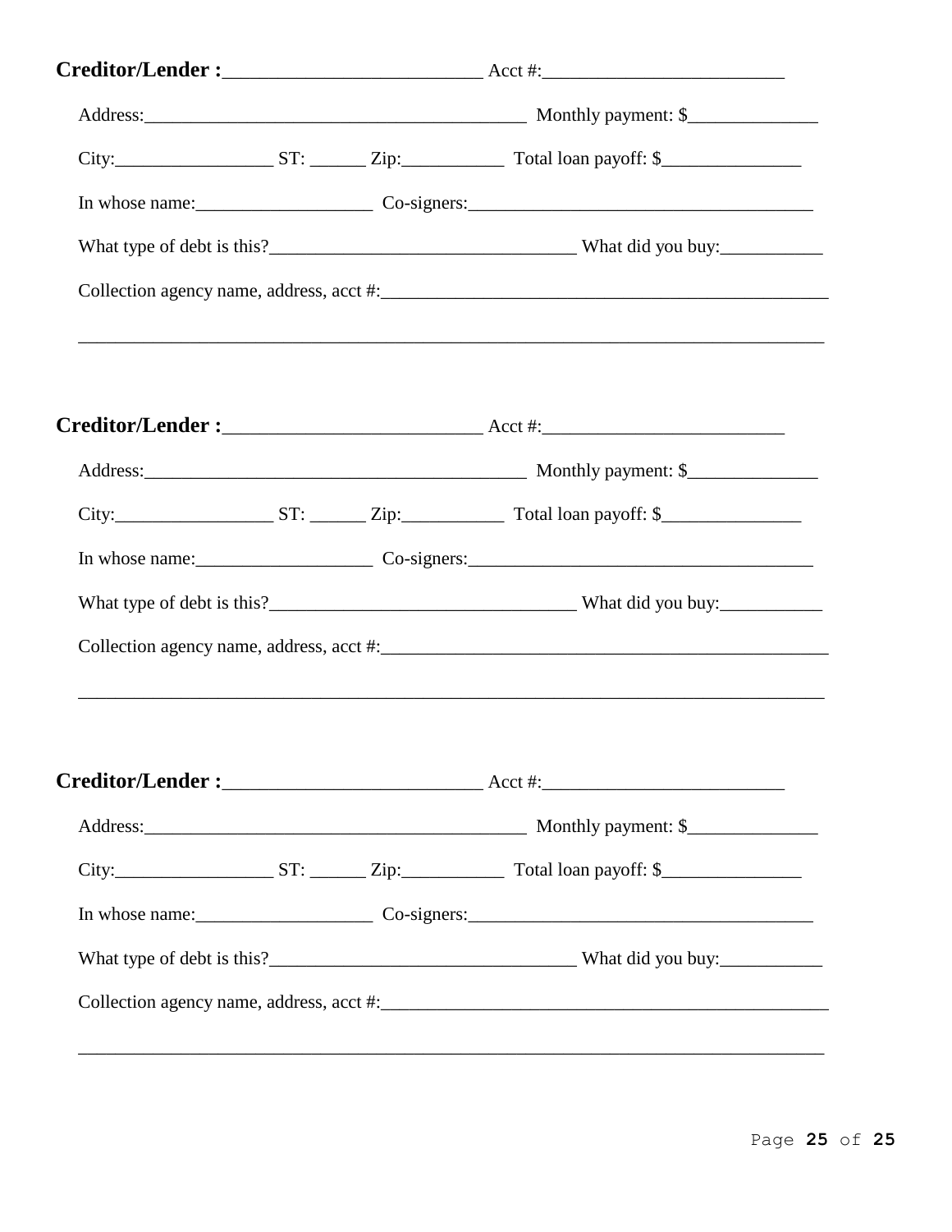**Creditor/Lender :**___________________________ Acct #:_________________________

Address:_________________________________________ Monthly payment: $______________

City:_________________ ST: ______ Zip:___________ Total loan payoff: $_______________

In whose name:___________________ Co-signers:_____________________________________

What type of debt is this?_________________________________ What did you buy:___________

Collection agency name, address, acct #:_______________________________________________

_______________________________________________________________________________

**Creditor/Lender :**___________________________ Acct #:_________________________

Address:_________________________________________ Monthly payment: $______________

City:_________________ ST: ______ Zip:___________ Total loan payoff: $_______________

In whose name:___________________ Co-signers:_____________________________________

What type of debt is this?_________________________________ What did you buy:___________

Collection agency name, address, acct #:_______________________________________________

_______________________________________________________________________________

**Creditor/Lender :**___________________________ Acct #:_________________________

Address:_________________________________________ Monthly payment: $______________

City:_________________ ST: ______ Zip:___________ Total loan payoff: $_______________

In whose name:___________________ Co-signers:_____________________________________

What type of debt is this?_________________________________ What did you buy:___________

Collection agency name, address, acct #:_______________________________________________

_______________________________________________________________________________